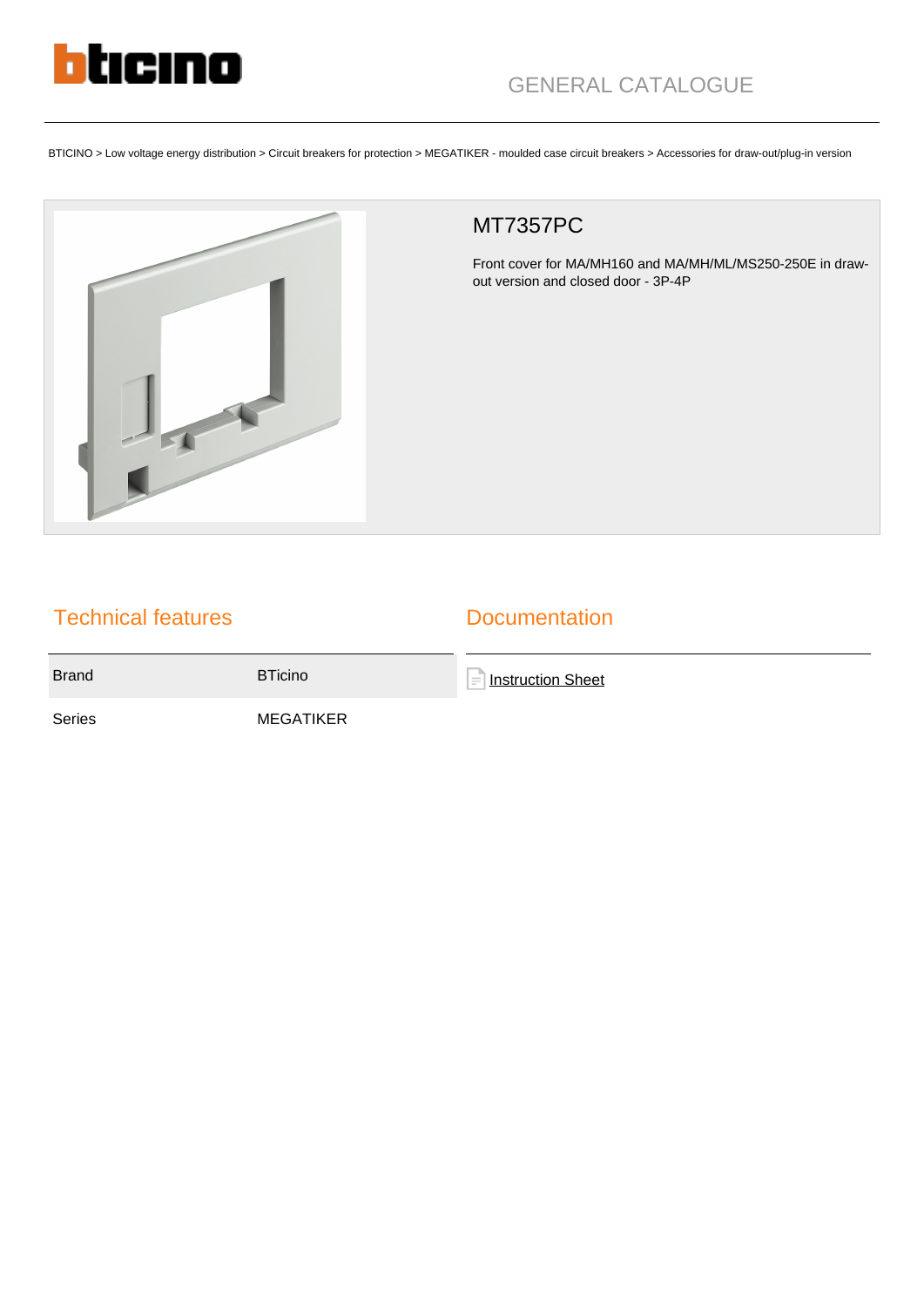GENERAL CATALOGUE

BTICINO > Low voltage energy distribution > Circuit breakers for protection > MEGATIKER - moulded case circuit breakers > Accessories for draw-out/plug-in version

# MT7357PC

Front cover for MA/MH160 and MA/MH/ML/MS250-250E in draw-out version and closed door - 3P-4P

## Technical features

| | |
|---|---|
| Brand | BTicino |
| Series | MEGATIKER |

## Documentation

Instruction Sheet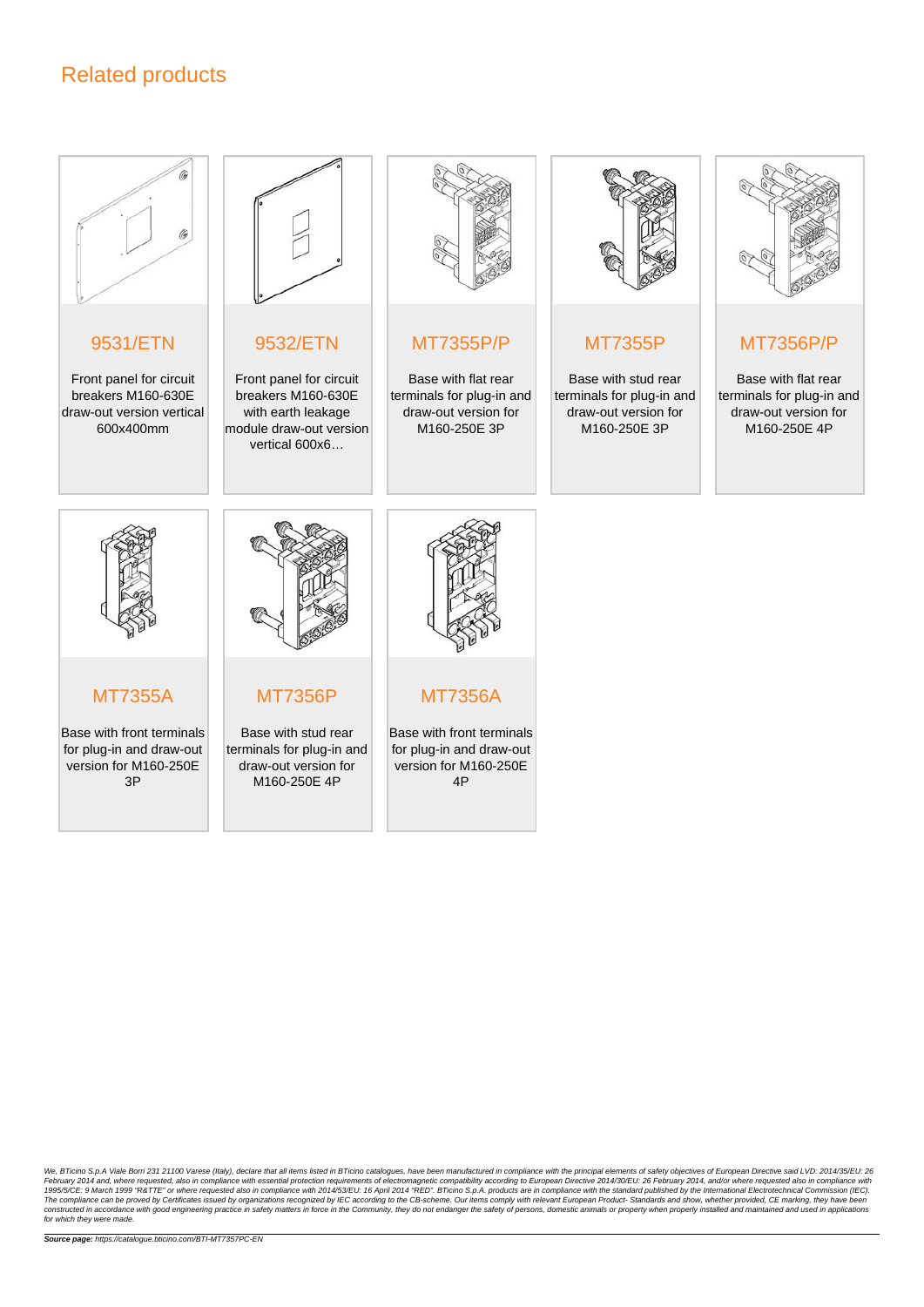## Related products

### 9531/ETN

Front panel for circuit breakers M160-630E draw-out version vertical 600x400mm

### 9532/ETN

Front panel for circuit breakers M160-630E with earth leakage module draw-out version vertical 600x6…

### MT7355P/P

Base with flat rear terminals for plug-in and draw-out version for M160-250E 3P

### MT7355P

Base with stud rear terminals for plug-in and draw-out version for M160-250E 3P

### MT7356P/P

Base with flat rear terminals for plug-in and draw-out version for M160-250E 4P

### MT7355A

Base with front terminals for plug-in and draw-out version for M160-250E 3P

### MT7356P

Base with stud rear terminals for plug-in and draw-out version for M160-250E 4P

### MT7356A

Base with front terminals for plug-in and draw-out version for M160-250E 4P

*We, BTicino S.p.A Viale Borri 231 21100 Varese (Italy), declare that all items listed in BTicino catalogues, have been manufactured in compliance with the principal elements of safety objectives of European Directive said LVD: 2014/35/EU: 26 February 2014 and, where requested, also in compliance with essential protection requirements of electromagnetic compatibility according to European Directive 2014/30/EU: 26 February 2014, and/or where requested also in compliance with 1995/5/CE: 9 March 1999 "R&TTE" or where requested also in compliance with 2014/53/EU: 16 April 2014 "RED". BTicino S.p.A. products are in compliance with the standard published by the International Electrotechnical Commission (IEC). The compliance can be proved by Certificates issued by organizations recognized by IEC according to the CB-scheme. Our items comply with relevant European Product- Standards and show, whether provided, CE marking, they have been constructed in accordance with good engineering practice in safety matters in force in the Community, they do not endanger the safety of persons, domestic animals or property when properly installed and maintained and used in applications for which they were made.*

***Source page:*** *https://catalogue.bticino.com/BTI-MT7357PC-EN*